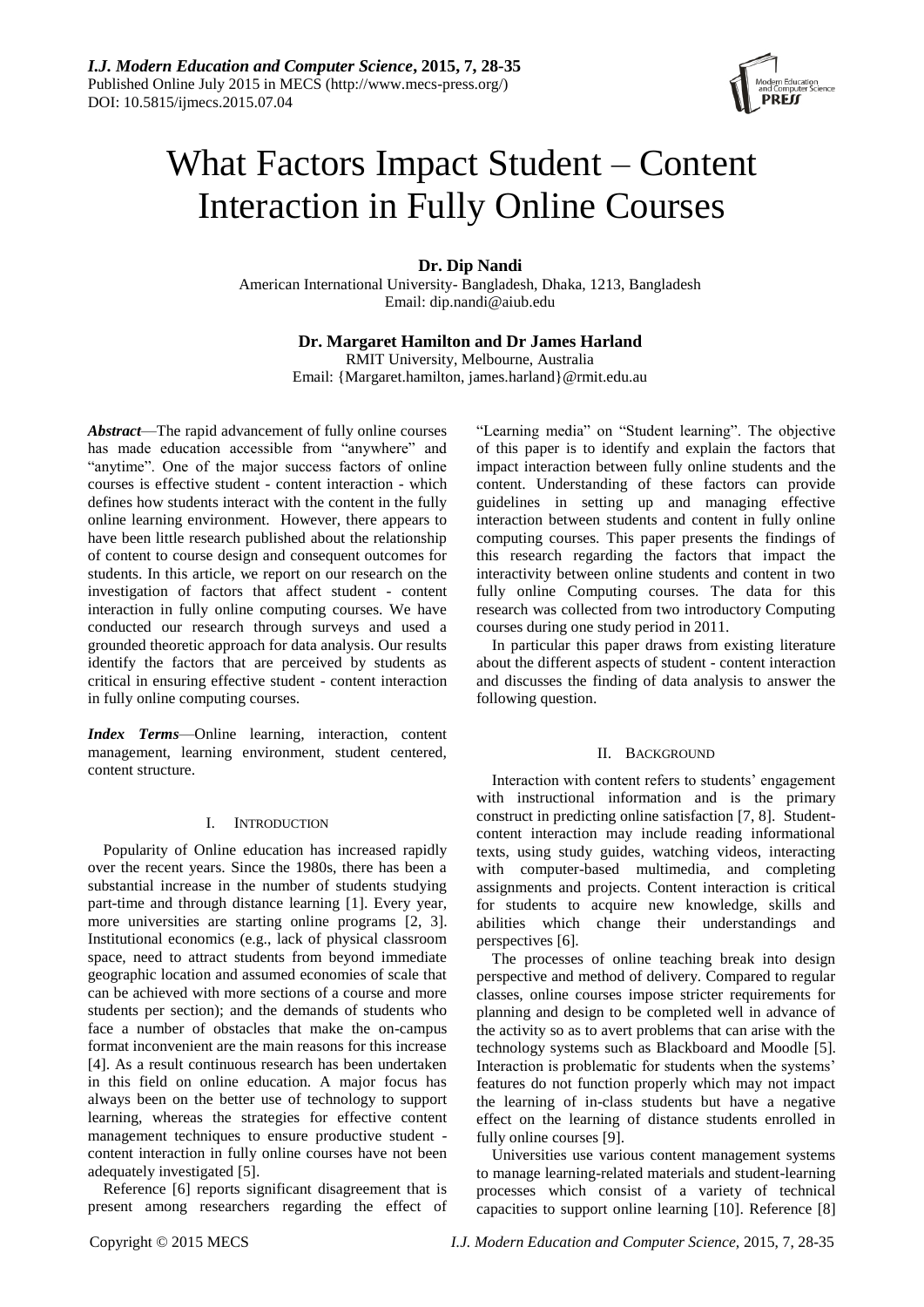# What Factors Impact Student – Content Interaction in Fully Online Courses

**Dr. Dip Nandi**
American International University- Bangladesh, Dhaka, 1213, Bangladesh
Email: dip.nandi@aiub.edu

**Dr. Margaret Hamilton and Dr James Harland**
RMIT University, Melbourne, Australia
Email: {Margaret.hamilton, james.harland}@rmit.edu.au

***Abstract***—The rapid advancement of fully online courses has made education accessible from "anywhere" and "anytime". One of the major success factors of online courses is effective student - content interaction - which defines how students interact with the content in the fully online learning environment. However, there appears to have been little research published about the relationship of content to course design and consequent outcomes for students. In this article, we report on our research on the investigation of factors that affect student - content interaction in fully online computing courses. We have conducted our research through surveys and used a grounded theoretic approach for data analysis. Our results identify the factors that are perceived by students as critical in ensuring effective student - content interaction in fully online computing courses.

***Index Terms***—Online learning, interaction, content management, learning environment, student centered, content structure.

## I. Introduction

Popularity of Online education has increased rapidly over the recent years. Since the 1980s, there has been a substantial increase in the number of students studying part-time and through distance learning [1]. Every year, more universities are starting online programs [2, 3]. Institutional economics (e.g., lack of physical classroom space, need to attract students from beyond immediate geographic location and assumed economies of scale that can be achieved with more sections of a course and more students per section); and the demands of students who face a number of obstacles that make the on-campus format inconvenient are the main reasons for this increase [4]. As a result continuous research has been undertaken in this field on online education. A major focus has always been on the better use of technology to support learning, whereas the strategies for effective content management techniques to ensure productive student - content interaction in fully online courses have not been adequately investigated [5].

Reference [6] reports significant disagreement that is present among researchers regarding the effect of "Learning media" on "Student learning". The objective of this paper is to identify and explain the factors that impact interaction between fully online students and the content. Understanding of these factors can provide guidelines in setting up and managing effective interaction between students and content in fully online computing courses. This paper presents the findings of this research regarding the factors that impact the interactivity between online students and content in two fully online Computing courses. The data for this research was collected from two introductory Computing courses during one study period in 2011.

In particular this paper draws from existing literature about the different aspects of student - content interaction and discusses the finding of data analysis to answer the following question.

## II. Background

Interaction with content refers to students' engagement with instructional information and is the primary construct in predicting online satisfaction [7, 8]. Student-content interaction may include reading informational texts, using study guides, watching videos, interacting with computer-based multimedia, and completing assignments and projects. Content interaction is critical for students to acquire new knowledge, skills and abilities which change their understandings and perspectives [6].

The processes of online teaching break into design perspective and method of delivery. Compared to regular classes, online courses impose stricter requirements for planning and design to be completed well in advance of the activity so as to avert problems that can arise with the technology systems such as Blackboard and Moodle [5]. Interaction is problematic for students when the systems' features do not function properly which may not impact the learning of in-class students but have a negative effect on the learning of distance students enrolled in fully online courses [9].

Universities use various content management systems to manage learning-related materials and student-learning processes which consist of a variety of technical capacities to support online learning [10]. Reference [8]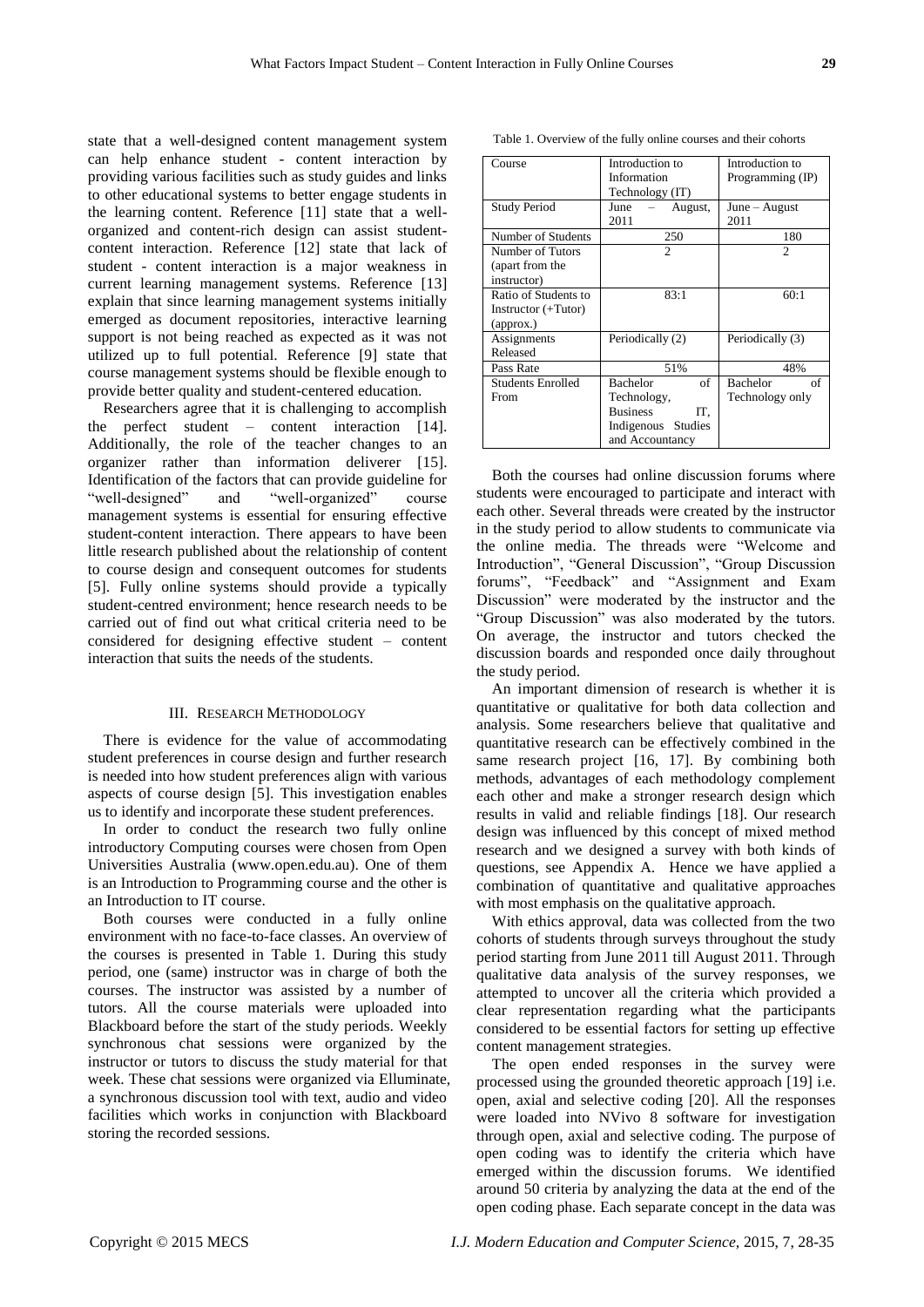state that a well-designed content management system can help enhance student - content interaction by providing various facilities such as study guides and links to other educational systems to better engage students in the learning content. Reference [11] state that a well-organized and content-rich design can assist student-content interaction. Reference [12] state that lack of student - content interaction is a major weakness in current learning management systems. Reference [13] explain that since learning management systems initially emerged as document repositories, interactive learning support is not being reached as expected as it was not utilized up to full potential. Reference [9] state that course management systems should be flexible enough to provide better quality and student-centered education.

Researchers agree that it is challenging to accomplish the perfect student – content interaction [14]. Additionally, the role of the teacher changes to an organizer rather than information deliverer [15]. Identification of the factors that can provide guideline for "well-designed" and "well-organized" course management systems is essential for ensuring effective student-content interaction. There appears to have been little research published about the relationship of content to course design and consequent outcomes for students [5]. Fully online systems should provide a typically student-centred environment; hence research needs to be carried out of find out what critical criteria need to be considered for designing effective student – content interaction that suits the needs of the students.

## III. Research Methodology

There is evidence for the value of accommodating student preferences in course design and further research is needed into how student preferences align with various aspects of course design [5]. This investigation enables us to identify and incorporate these student preferences.

In order to conduct the research two fully online introductory Computing courses were chosen from Open Universities Australia (www.open.edu.au). One of them is an Introduction to Programming course and the other is an Introduction to IT course.

Both courses were conducted in a fully online environment with no face-to-face classes. An overview of the courses is presented in Table 1. During this study period, one (same) instructor was in charge of both the courses. The instructor was assisted by a number of tutors. All the course materials were uploaded into Blackboard before the start of the study periods. Weekly synchronous chat sessions were organized by the instructor or tutors to discuss the study material for that week. These chat sessions were organized via Elluminate, a synchronous discussion tool with text, audio and video facilities which works in conjunction with Blackboard storing the recorded sessions.

Table 1. Overview of the fully online courses and their cohorts

| Course | Introduction to Information Technology (IT) | Introduction to Programming (IP) |
|---|---|---|
| Study Period | June – August, 2011 | June – August 2011 |
| Number of Students | 250 | 180 |
| Number of Tutors (apart from the instructor) | 2 | 2 |
| Ratio of Students to Instructor (+Tutor) (approx.) | 83:1 | 60:1 |
| Assignments Released | Periodically (2) | Periodically (3) |
| Pass Rate | 51% | 48% |
| Students Enrolled From | Bachelor of Technology, Business IT, Indigenous Studies and Accountancy | Bachelor of Technology only |

Both the courses had online discussion forums where students were encouraged to participate and interact with each other. Several threads were created by the instructor in the study period to allow students to communicate via the online media. The threads were "Welcome and Introduction", "General Discussion", "Group Discussion forums", "Feedback" and "Assignment and Exam Discussion" were moderated by the instructor and the "Group Discussion" was also moderated by the tutors. On average, the instructor and tutors checked the discussion boards and responded once daily throughout the study period.

An important dimension of research is whether it is quantitative or qualitative for both data collection and analysis. Some researchers believe that qualitative and quantitative research can be effectively combined in the same research project [16, 17]. By combining both methods, advantages of each methodology complement each other and make a stronger research design which results in valid and reliable findings [18]. Our research design was influenced by this concept of mixed method research and we designed a survey with both kinds of questions, see Appendix A. Hence we have applied a combination of quantitative and qualitative approaches with most emphasis on the qualitative approach.

With ethics approval, data was collected from the two cohorts of students through surveys throughout the study period starting from June 2011 till August 2011. Through qualitative data analysis of the survey responses, we attempted to uncover all the criteria which provided a clear representation regarding what the participants considered to be essential factors for setting up effective content management strategies.

The open ended responses in the survey were processed using the grounded theoretic approach [19] i.e. open, axial and selective coding [20]. All the responses were loaded into NVivo 8 software for investigation through open, axial and selective coding. The purpose of open coding was to identify the criteria which have emerged within the discussion forums. We identified around 50 criteria by analyzing the data at the end of the open coding phase. Each separate concept in the data was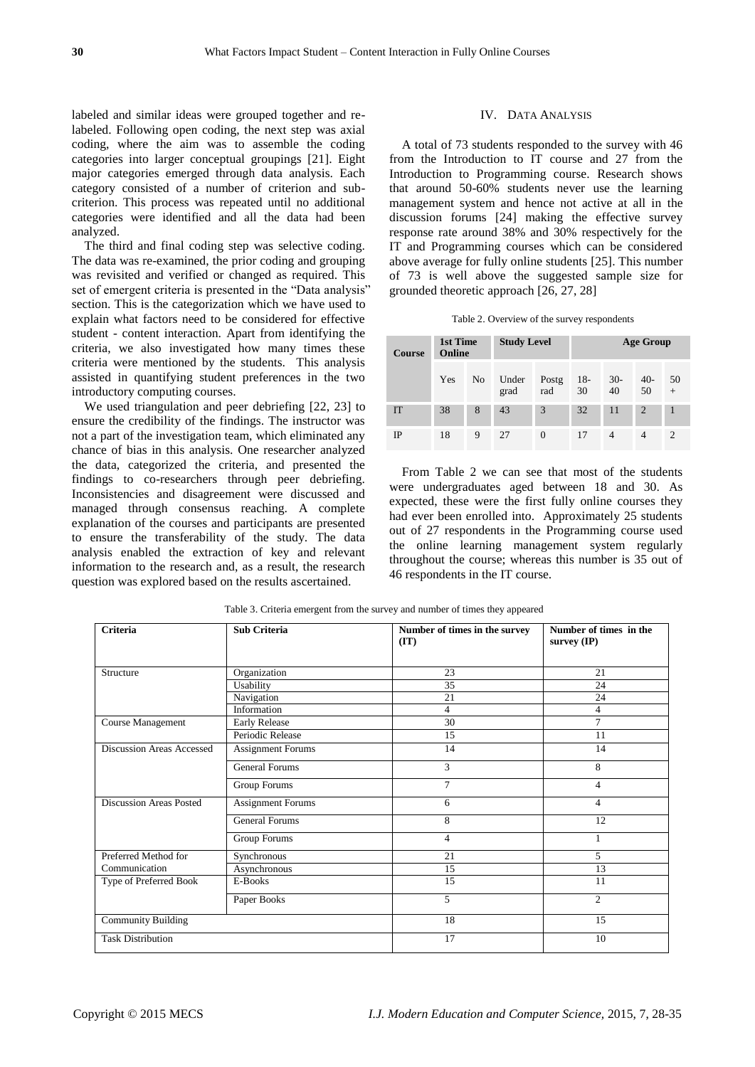labeled and similar ideas were grouped together and re-labeled. Following open coding, the next step was axial coding, where the aim was to assemble the coding categories into larger conceptual groupings [21]. Eight major categories emerged through data analysis. Each category consisted of a number of criterion and sub-criterion. This process was repeated until no additional categories were identified and all the data had been analyzed.

The third and final coding step was selective coding. The data was re-examined, the prior coding and grouping was revisited and verified or changed as required. This set of emergent criteria is presented in the "Data analysis" section. This is the categorization which we have used to explain what factors need to be considered for effective student - content interaction. Apart from identifying the criteria, we also investigated how many times these criteria were mentioned by the students. This analysis assisted in quantifying student preferences in the two introductory computing courses.

We used triangulation and peer debriefing [22, 23] to ensure the credibility of the findings. The instructor was not a part of the investigation team, which eliminated any chance of bias in this analysis. One researcher analyzed the data, categorized the criteria, and presented the findings to co-researchers through peer debriefing. Inconsistencies and disagreement were discussed and managed through consensus reaching. A complete explanation of the courses and participants are presented to ensure the transferability of the study. The data analysis enabled the extraction of key and relevant information to the research and, as a result, the research question was explored based on the results ascertained.

## IV. Data Analysis

A total of 73 students responded to the survey with 46 from the Introduction to IT course and 27 from the Introduction to Programming course. Research shows that around 50-60% students never use the learning management system and hence not active at all in the discussion forums [24] making the effective survey response rate around 38% and 30% respectively for the IT and Programming courses which can be considered above average for fully online students [25]. This number of 73 is well above the suggested sample size for grounded theoretic approach [26, 27, 28]

Table 2. Overview of the survey respondents

| Course | 1st Time Online | | Study Level | | Age Group | | | |
|---|---|---|---|---|---|---|---|---|
| | Yes | No | Undergrad | Postgrad | 18-30 | 30-40 | 40-50 | 50+ |
| IT | 38 | 8 | 43 | 3 | 32 | 11 | 2 | 1 |
| IP | 18 | 9 | 27 | 0 | 17 | 4 | 4 | 2 |

From Table 2 we can see that most of the students were undergraduates aged between 18 and 30. As expected, these were the first fully online courses they had ever been enrolled into. Approximately 25 students out of 27 respondents in the Programming course used the online learning management system regularly throughout the course; whereas this number is 35 out of 46 respondents in the IT course.

Table 3. Criteria emergent from the survey and number of times they appeared

| Criteria | Sub Criteria | Number of times in the survey (IT) | Number of times in the survey (IP) |
|---|---|---|---|
| Structure | Organization | 23 | 21 |
| | Usability | 35 | 24 |
| | Navigation | 21 | 24 |
| | Information | 4 | 4 |
| Course Management | Early Release | 30 | 7 |
| | Periodic Release | 15 | 11 |
| Discussion Areas Accessed | Assignment Forums | 14 | 14 |
| | General Forums | 3 | 8 |
| | Group Forums | 7 | 4 |
| Discussion Areas Posted | Assignment Forums | 6 | 4 |
| | General Forums | 8 | 12 |
| | Group Forums | 4 | 1 |
| Preferred Method for Communication | Synchronous | 21 | 5 |
| | Asynchronous | 15 | 13 |
| Type of Preferred Book | E-Books | 15 | 11 |
| | Paper Books | 5 | 2 |
| Community Building | | 18 | 15 |
| Task Distribution | | 17 | 10 |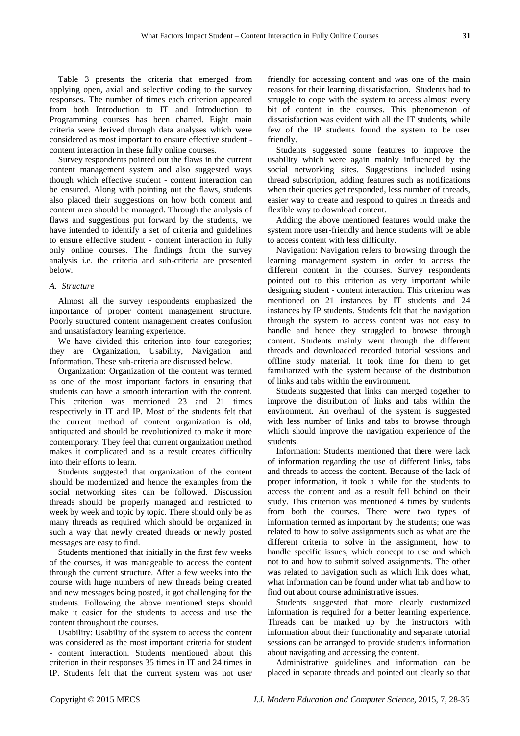Table 3 presents the criteria that emerged from applying open, axial and selective coding to the survey responses. The number of times each criterion appeared from both Introduction to IT and Introduction to Programming courses has been charted. Eight main criteria were derived through data analyses which were considered as most important to ensure effective student - content interaction in these fully online courses.

Survey respondents pointed out the flaws in the current content management system and also suggested ways though which effective student - content interaction can be ensured. Along with pointing out the flaws, students also placed their suggestions on how both content and content area should be managed. Through the analysis of flaws and suggestions put forward by the students, we have intended to identify a set of criteria and guidelines to ensure effective student - content interaction in fully only online courses. The findings from the survey analysis i.e. the criteria and sub-criteria are presented below.

### *A. Structure*

Almost all the survey respondents emphasized the importance of proper content management structure. Poorly structured content management creates confusion and unsatisfactory learning experience.

We have divided this criterion into four categories; they are Organization, Usability, Navigation and Information. These sub-criteria are discussed below.

Organization: Organization of the content was termed as one of the most important factors in ensuring that students can have a smooth interaction with the content. This criterion was mentioned 23 and 21 times respectively in IT and IP. Most of the students felt that the current method of content organization is old, antiquated and should be revolutionized to make it more contemporary. They feel that current organization method makes it complicated and as a result creates difficulty into their efforts to learn.

Students suggested that organization of the content should be modernized and hence the examples from the social networking sites can be followed. Discussion threads should be properly managed and restricted to week by week and topic by topic. There should only be as many threads as required which should be organized in such a way that newly created threads or newly posted messages are easy to find.

Students mentioned that initially in the first few weeks of the courses, it was manageable to access the content through the current structure. After a few weeks into the course with huge numbers of new threads being created and new messages being posted, it got challenging for the students. Following the above mentioned steps should make it easier for the students to access and use the content throughout the courses.

Usability: Usability of the system to access the content was considered as the most important criteria for student - content interaction. Students mentioned about this criterion in their responses 35 times in IT and 24 times in IP. Students felt that the current system was not user friendly for accessing content and was one of the main reasons for their learning dissatisfaction. Students had to struggle to cope with the system to access almost every bit of content in the courses. This phenomenon of dissatisfaction was evident with all the IT students, while few of the IP students found the system to be user friendly.

Students suggested some features to improve the usability which were again mainly influenced by the social networking sites. Suggestions included using thread subscription, adding features such as notifications when their queries get responded, less number of threads, easier way to create and respond to quires in threads and flexible way to download content.

Adding the above mentioned features would make the system more user-friendly and hence students will be able to access content with less difficulty.

Navigation: Navigation refers to browsing through the learning management system in order to access the different content in the courses. Survey respondents pointed out to this criterion as very important while designing student - content interaction. This criterion was mentioned on 21 instances by IT students and 24 instances by IP students. Students felt that the navigation through the system to access content was not easy to handle and hence they struggled to browse through content. Students mainly went through the different threads and downloaded recorded tutorial sessions and offline study material. It took time for them to get familiarized with the system because of the distribution of links and tabs within the environment.

Students suggested that links can merged together to improve the distribution of links and tabs within the environment. An overhaul of the system is suggested with less number of links and tabs to browse through which should improve the navigation experience of the students.

Information: Students mentioned that there were lack of information regarding the use of different links, tabs and threads to access the content. Because of the lack of proper information, it took a while for the students to access the content and as a result fell behind on their study. This criterion was mentioned 4 times by students from both the courses. There were two types of information termed as important by the students; one was related to how to solve assignments such as what are the different criteria to solve in the assignment, how to handle specific issues, which concept to use and which not to and how to submit solved assignments. The other was related to navigation such as which link does what, what information can be found under what tab and how to find out about course administrative issues.

Students suggested that more clearly customized information is required for a better learning experience. Threads can be marked up by the instructors with information about their functionality and separate tutorial sessions can be arranged to provide students information about navigating and accessing the content.

Administrative guidelines and information can be placed in separate threads and pointed out clearly so that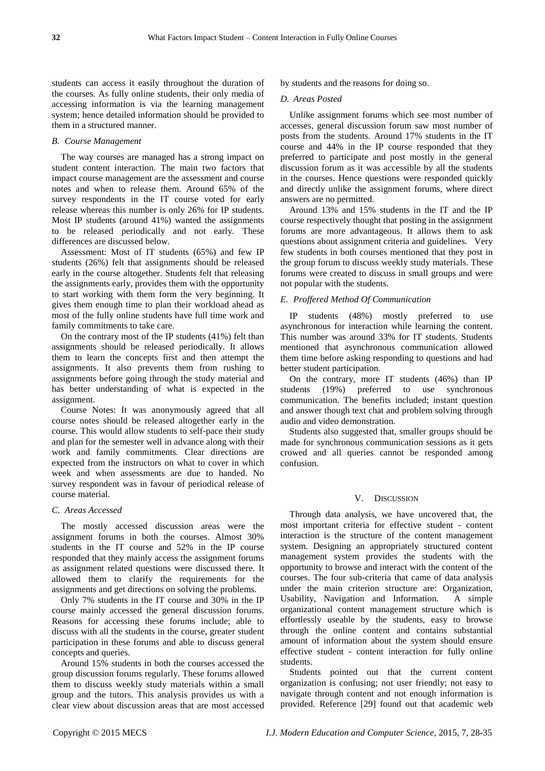students can access it easily throughout the duration of the courses. As fully online students, their only media of accessing information is via the learning management system; hence detailed information should be provided to them in a structured manner.

### *B. Course Management*

The way courses are managed has a strong impact on student content interaction. The main two factors that impact course management are the assessment and course notes and when to release them. Around 65% of the survey respondents in the IT course voted for early release whereas this number is only 26% for IP students. Most IP students (around 41%) wanted the assignments to be released periodically and not early. These differences are discussed below.

Assessment: Most of IT students (65%) and few IP students (26%) felt that assignments should be released early in the course altogether. Students felt that releasing the assignments early, provides them with the opportunity to start working with them form the very beginning. It gives them enough time to plan their workload ahead as most of the fully online students have full time work and family commitments to take care.

On the contrary most of the IP students (41%) felt than assignments should be released periodically. It allows them to learn the concepts first and then attempt the assignments. It also prevents them from rushing to assignments before going through the study material and has better understanding of what is expected in the assignment.

Course Notes: It was anonymously agreed that all course notes should be released altogether early in the course. This would allow students to self-pace their study and plan for the semester well in advance along with their work and family commitments. Clear directions are expected from the instructors on what to cover in which week and when assessments are due to handed. No survey respondent was in favour of periodical release of course material.

### *C. Areas Accessed*

The mostly accessed discussion areas were the assignment forums in both the courses. Almost 30% students in the IT course and 52% in the IP course responded that they mainly access the assignment forums as assignment related questions were discussed there. It allowed them to clarify the requirements for the assignments and get directions on solving the problems.

Only 7% students in the IT course and 30% in the IP course mainly accessed the general discussion forums. Reasons for accessing these forums include; able to discuss with all the students in the course, greater student participation in these forums and able to discuss general concepts and queries.

Around 15% students in both the courses accessed the group discussion forums regularly. These forums allowed them to discuss weekly study materials within a small group and the tutors. This analysis provides us with a clear view about discussion areas that are most accessed by students and the reasons for doing so.

### *D. Areas Posted*

Unlike assignment forums which see most number of accesses, general discussion forum saw most number of posts from the students. Around 17% students in the IT course and 44% in the IP course responded that they preferred to participate and post mostly in the general discussion forum as it was accessible by all the students in the courses. Hence questions were responded quickly and directly unlike the assignment forums, where direct answers are no permitted.

Around 13% and 15% students in the IT and the IP course respectively thought that posting in the assignment forums are more advantageous. It allows them to ask questions about assignment criteria and guidelines. Very few students in both courses mentioned that they post in the group forum to discuss weekly study materials. These forums were created to discuss in small groups and were not popular with the students.

### *E. Proffered Method Of Communication*

IP students (48%) mostly preferred to use asynchronous for interaction while learning the content. This number was around 33% for IT students. Students mentioned that asynchronous communication allowed them time before asking responding to questions and had better student participation.

On the contrary, more IT students (46%) than IP students (19%) preferred to use synchronous communication. The benefits included; instant question and answer though text chat and problem solving through audio and video demonstration.

Students also suggested that, smaller groups should be made for synchronous communication sessions as it gets crowed and all queries cannot be responded among confusion.

## V. Discussion

Through data analysis, we have uncovered that, the most important criteria for effective student - content interaction is the structure of the content management system. Designing an appropriately structured content management system provides the students with the opportunity to browse and interact with the content of the courses. The four sub-criteria that came of data analysis under the main criterion structure are: Organization, Usability, Navigation and Information. A simple organizational content management structure which is effortlessly useable by the students, easy to browse through the online content and contains substantial amount of information about the system should ensure effective student - content interaction for fully online students.

Students pointed out that the current content organization is confusing; not user friendly; not easy to navigate through content and not enough information is provided. Reference [29] found out that academic web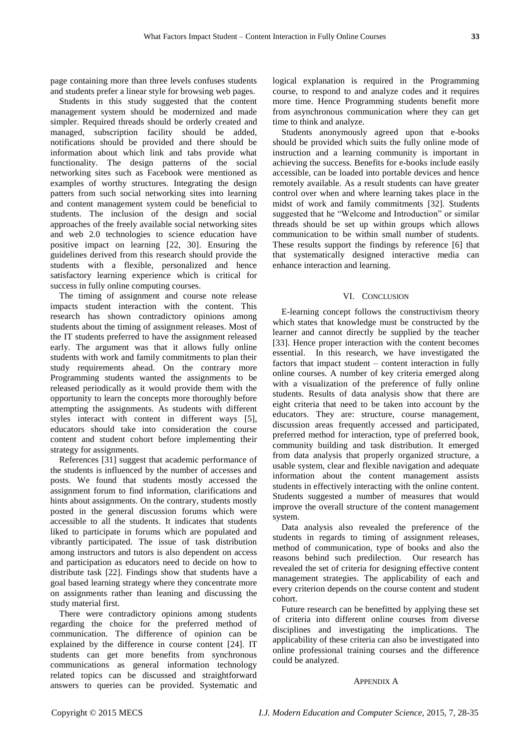page containing more than three levels confuses students and students prefer a linear style for browsing web pages.

Students in this study suggested that the content management system should be modernized and made simpler. Required threads should be orderly created and managed, subscription facility should be added, notifications should be provided and there should be information about which link and tabs provide what functionality. The design patterns of the social networking sites such as Facebook were mentioned as examples of worthy structures. Integrating the design patters from such social networking sites into learning and content management system could be beneficial to students. The inclusion of the design and social approaches of the freely available social networking sites and web 2.0 technologies to science education have positive impact on learning [22, 30]. Ensuring the guidelines derived from this research should provide the students with a flexible, personalized and hence satisfactory learning experience which is critical for success in fully online computing courses.

The timing of assignment and course note release impacts student interaction with the content. This research has shown contradictory opinions among students about the timing of assignment releases. Most of the IT students preferred to have the assignment released early. The argument was that it allows fully online students with work and family commitments to plan their study requirements ahead. On the contrary more Programming students wanted the assignments to be released periodically as it would provide them with the opportunity to learn the concepts more thoroughly before attempting the assignments. As students with different styles interact with content in different ways [5], educators should take into consideration the course content and student cohort before implementing their strategy for assignments.

References [31] suggest that academic performance of the students is influenced by the number of accesses and posts. We found that students mostly accessed the assignment forum to find information, clarifications and hints about assignments. On the contrary, students mostly posted in the general discussion forums which were accessible to all the students. It indicates that students liked to participate in forums which are populated and vibrantly participated. The issue of task distribution among instructors and tutors is also dependent on access and participation as educators need to decide on how to distribute task [22]. Findings show that students have a goal based learning strategy where they concentrate more on assignments rather than leaning and discussing the study material first.

There were contradictory opinions among students regarding the choice for the preferred method of communication. The difference of opinion can be explained by the difference in course content [24]. IT students can get more benefits from synchronous communications as general information technology related topics can be discussed and straightforward answers to queries can be provided. Systematic and logical explanation is required in the Programming course, to respond to and analyze codes and it requires more time. Hence Programming students benefit more from asynchronous communication where they can get time to think and analyze.

Students anonymously agreed upon that e-books should be provided which suits the fully online mode of instruction and a learning community is important in achieving the success. Benefits for e-books include easily accessible, can be loaded into portable devices and hence remotely available. As a result students can have greater control over when and where learning takes place in the midst of work and family commitments [32]. Students suggested that he "Welcome and Introduction" or similar threads should be set up within groups which allows communication to be within small number of students. These results support the findings by reference [6] that that systematically designed interactive media can enhance interaction and learning.

## VI. Conclusion

E-learning concept follows the constructivism theory which states that knowledge must be constructed by the learner and cannot directly be supplied by the teacher [33]. Hence proper interaction with the content becomes essential. In this research, we have investigated the factors that impact student – content interaction in fully online courses. A number of key criteria emerged along with a visualization of the preference of fully online students. Results of data analysis show that there are eight criteria that need to be taken into account by the educators. They are: structure, course management, discussion areas frequently accessed and participated, preferred method for interaction, type of preferred book, community building and task distribution. It emerged from data analysis that properly organized structure, a usable system, clear and flexible navigation and adequate information about the content management assists students in effectively interacting with the online content. Students suggested a number of measures that would improve the overall structure of the content management system.

Data analysis also revealed the preference of the students in regards to timing of assignment releases, method of communication, type of books and also the reasons behind such predilection. Our research has revealed the set of criteria for designing effective content management strategies. The applicability of each and every criterion depends on the course content and student cohort.

Future research can be benefitted by applying these set of criteria into different online courses from diverse disciplines and investigating the implications. The applicability of these criteria can also be investigated into online professional training courses and the difference could be analyzed.

## Appendix A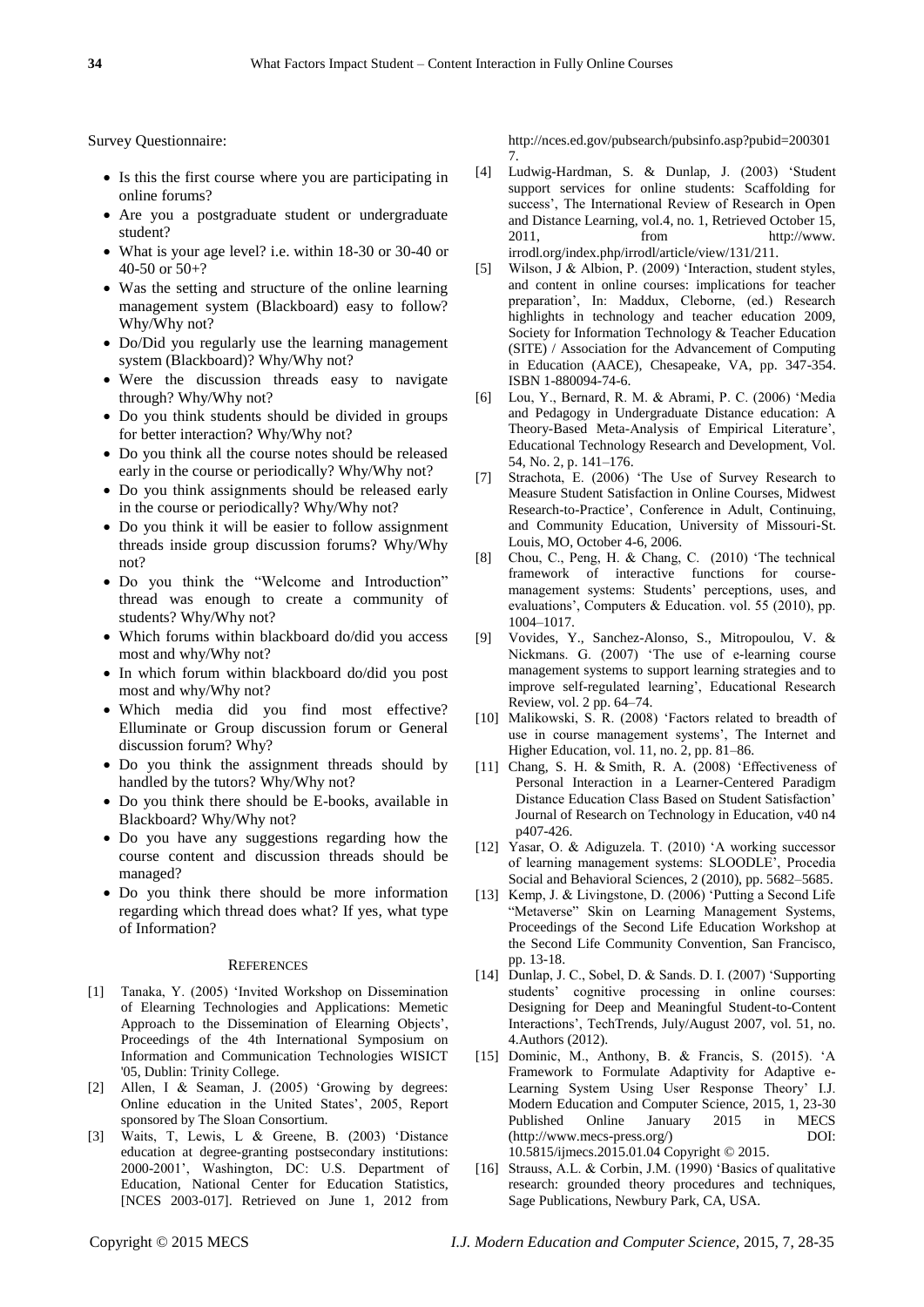Survey Questionnaire:

- Is this the first course where you are participating in online forums?
- Are you a postgraduate student or undergraduate student?
- What is your age level? i.e. within 18-30 or 30-40 or 40-50 or 50+?
- Was the setting and structure of the online learning management system (Blackboard) easy to follow? Why/Why not?
- Do/Did you regularly use the learning management system (Blackboard)? Why/Why not?
- Were the discussion threads easy to navigate through? Why/Why not?
- Do you think students should be divided in groups for better interaction? Why/Why not?
- Do you think all the course notes should be released early in the course or periodically? Why/Why not?
- Do you think assignments should be released early in the course or periodically? Why/Why not?
- Do you think it will be easier to follow assignment threads inside group discussion forums? Why/Why not?
- Do you think the "Welcome and Introduction" thread was enough to create a community of students? Why/Why not?
- Which forums within blackboard do/did you access most and why/Why not?
- In which forum within blackboard do/did you post most and why/Why not?
- Which media did you find most effective? Elluminate or Group discussion forum or General discussion forum? Why?
- Do you think the assignment threads should by handled by the tutors? Why/Why not?
- Do you think there should be E-books, available in Blackboard? Why/Why not?
- Do you have any suggestions regarding how the course content and discussion threads should be managed?
- Do you think there should be more information regarding which thread does what? If yes, what type of Information?

## REFERENCES

[1] Tanaka, Y. (2005) 'Invited Workshop on Dissemination of Elearning Technologies and Applications: Memetic Approach to the Dissemination of Elearning Objects', Proceedings of the 4th International Symposium on Information and Communication Technologies WISICT '05, Dublin: Trinity College.

[2] Allen, I & Seaman, J. (2005) 'Growing by degrees: Online education in the United States', 2005, Report sponsored by The Sloan Consortium.

[3] Waits, T, Lewis, L & Greene, B. (2003) 'Distance education at degree-granting postsecondary institutions: 2000-2001', Washington, DC: U.S. Department of Education, National Center for Education Statistics, [NCES 2003-017]. Retrieved on June 1, 2012 from http://nces.ed.gov/pubsearch/pubsinfo.asp?pubid=2003017.

[4] Ludwig-Hardman, S. & Dunlap, J. (2003) 'Student support services for online students: Scaffolding for success', The International Review of Research in Open and Distance Learning, vol.4, no. 1, Retrieved October 15, 2011, from http://www.irrodl.org/index.php/irrodl/article/view/131/211.

[5] Wilson, J & Albion, P. (2009) 'Interaction, student styles, and content in online courses: implications for teacher preparation', In: Maddux, Cleborne, (ed.) Research highlights in technology and teacher education 2009, Society for Information Technology & Teacher Education (SITE) / Association for the Advancement of Computing in Education (AACE), Chesapeake, VA, pp. 347-354. ISBN 1-880094-74-6.

[6] Lou, Y., Bernard, R. M. & Abrami, P. C. (2006) 'Media and Pedagogy in Undergraduate Distance education: A Theory-Based Meta-Analysis of Empirical Literature', Educational Technology Research and Development, Vol. 54, No. 2, p. 141–176.

[7] Strachota, E. (2006) 'The Use of Survey Research to Measure Student Satisfaction in Online Courses, Midwest Research-to-Practice', Conference in Adult, Continuing, and Community Education, University of Missouri-St. Louis, MO, October 4-6, 2006.

[8] Chou, C., Peng, H. & Chang, C. (2010) 'The technical framework of interactive functions for course-management systems: Students' perceptions, uses, and evaluations', Computers & Education. vol. 55 (2010), pp. 1004–1017.

[9] Vovides, Y., Sanchez-Alonso, S., Mitropoulou, V. & Nickmans. G. (2007) 'The use of e-learning course management systems to support learning strategies and to improve self-regulated learning', Educational Research Review, vol. 2 pp. 64–74.

[10] Malikowski, S. R. (2008) 'Factors related to breadth of use in course management systems', The Internet and Higher Education, vol. 11, no. 2, pp. 81–86.

[11] Chang, S. H. & Smith, R. A. (2008) 'Effectiveness of Personal Interaction in a Learner-Centered Paradigm Distance Education Class Based on Student Satisfaction' Journal of Research on Technology in Education, v40 n4 p407-426.

[12] Yasar, O. & Adiguzela. T. (2010) 'A working successor of learning management systems: SLOODLE', Procedia Social and Behavioral Sciences, 2 (2010), pp. 5682–5685.

[13] Kemp, J. & Livingstone, D. (2006) 'Putting a Second Life "Metaverse" Skin on Learning Management Systems, Proceedings of the Second Life Education Workshop at the Second Life Community Convention, San Francisco, pp. 13-18.

[14] Dunlap, J. C., Sobel, D. & Sands. D. I. (2007) 'Supporting students' cognitive processing in online courses: Designing for Deep and Meaningful Student-to-Content Interactions', TechTrends, July/August 2007, vol. 51, no. 4.Authors (2012).

[15] Dominic, M., Anthony, B. & Francis, S. (2015). 'A Framework to Formulate Adaptivity for Adaptive e-Learning System Using User Response Theory' I.J. Modern Education and Computer Science, 2015, 1, 23-30 Published Online January 2015 in MECS (http://www.mecs-press.org/) DOI: 10.5815/ijmecs.2015.01.04 Copyright © 2015.

[16] Strauss, A.L. & Corbin, J.M. (1990) 'Basics of qualitative research: grounded theory procedures and techniques, Sage Publications, Newbury Park, CA, USA.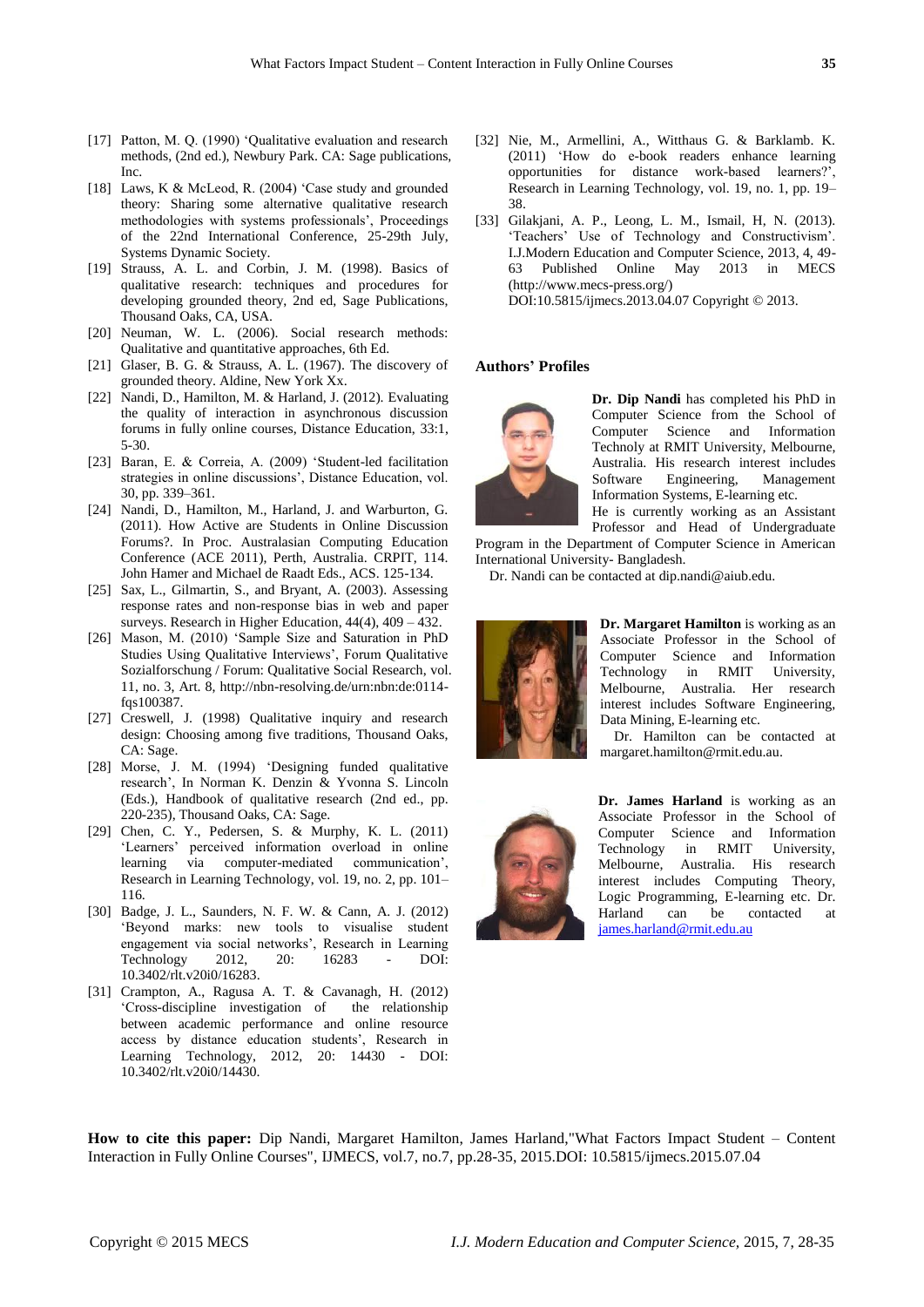[17] Patton, M. Q. (1990) 'Qualitative evaluation and research methods, (2nd ed.), Newbury Park. CA: Sage publications, Inc.

[18] Laws, K & McLeod, R. (2004) 'Case study and grounded theory: Sharing some alternative qualitative research methodologies with systems professionals', Proceedings of the 22nd International Conference, 25-29th July, Systems Dynamic Society.

[19] Strauss, A. L. and Corbin, J. M. (1998). Basics of qualitative research: techniques and procedures for developing grounded theory, 2nd ed, Sage Publications, Thousand Oaks, CA, USA.

[20] Neuman, W. L. (2006). Social research methods: Qualitative and quantitative approaches, 6th Ed.

[21] Glaser, B. G. & Strauss, A. L. (1967). The discovery of grounded theory. Aldine, New York Xx.

[22] Nandi, D., Hamilton, M. & Harland, J. (2012). Evaluating the quality of interaction in asynchronous discussion forums in fully online courses, Distance Education, 33:1, 5-30.

[23] Baran, E. & Correia, A. (2009) 'Student-led facilitation strategies in online discussions', Distance Education, vol. 30, pp. 339–361.

[24] Nandi, D., Hamilton, M., Harland, J. and Warburton, G. (2011). How Active are Students in Online Discussion Forums?. In Proc. Australasian Computing Education Conference (ACE 2011), Perth, Australia. CRPIT, 114. John Hamer and Michael de Raadt Eds., ACS. 125-134.

[25] Sax, L., Gilmartin, S., and Bryant, A. (2003). Assessing response rates and non-response bias in web and paper surveys. Research in Higher Education, 44(4), 409 – 432.

[26] Mason, M. (2010) 'Sample Size and Saturation in PhD Studies Using Qualitative Interviews', Forum Qualitative Sozialforschung / Forum: Qualitative Social Research, vol. 11, no. 3, Art. 8, http://nbn-resolving.de/urn:nbn:de:0114-fqs100387.

[27] Creswell, J. (1998) Qualitative inquiry and research design: Choosing among five traditions, Thousand Oaks, CA: Sage.

[28] Morse, J. M. (1994) 'Designing funded qualitative research', In Norman K. Denzin & Yvonna S. Lincoln (Eds.), Handbook of qualitative research (2nd ed., pp. 220-235), Thousand Oaks, CA: Sage.

[29] Chen, C. Y., Pedersen, S. & Murphy, K. L. (2011) 'Learners' perceived information overload in online learning via computer-mediated communication', Research in Learning Technology, vol. 19, no. 2, pp. 101–116.

[30] Badge, J. L., Saunders, N. F. W. & Cann, A. J. (2012) 'Beyond marks: new tools to visualise student engagement via social networks', Research in Learning Technology 2012, 20: 16283 - DOI: 10.3402/rlt.v20i0/16283.

[31] Crampton, A., Ragusa A. T. & Cavanagh, H. (2012) 'Cross-discipline investigation of the relationship between academic performance and online resource access by distance education students', Research in Learning Technology, 2012, 20: 14430 - DOI: 10.3402/rlt.v20i0/14430.

[32] Nie, M., Armellini, A., Witthaus G. & Barklamb. K. (2011) 'How do e-book readers enhance learning opportunities for distance work-based learners?', Research in Learning Technology, vol. 19, no. 1, pp. 19–38.

[33] Gilakjani, A. P., Leong, L. M., Ismail, H, N. (2013). 'Teachers' Use of Technology and Constructivism'. I.J.Modern Education and Computer Science, 2013, 4, 49-63 Published Online May 2013 in MECS (http://www.mecs-press.org/) DOI:10.5815/ijmecs.2013.04.07 Copyright © 2013.

## Authors' Profiles

**Dr. Dip Nandi** has completed his PhD in Computer Science from the School of Computer Science and Information Technoly at RMIT University, Melbourne, Australia. His research interest includes Software Engineering, Management Information Systems, E-learning etc. He is currently working as an Assistant Professor and Head of Undergraduate Program in the Department of Computer Science in American International University- Bangladesh.

Dr. Nandi can be contacted at dip.nandi@aiub.edu.

**Dr. Margaret Hamilton** is working as an Associate Professor in the School of Computer Science and Information Technology in RMIT University, Melbourne, Australia. Her research interest includes Software Engineering, Data Mining, E-learning etc.

Dr. Hamilton can be contacted at margaret.hamilton@rmit.edu.au.

**Dr. James Harland** is working as an Associate Professor in the School of Computer Science and Information Technology in RMIT University, Melbourne, Australia. His research interest includes Computing Theory, Logic Programming, E-learning etc. Dr. Harland can be contacted at james.harland@rmit.edu.au

**How to cite this paper:** Dip Nandi, Margaret Hamilton, James Harland,"What Factors Impact Student – Content Interaction in Fully Online Courses", IJMECS, vol.7, no.7, pp.28-35, 2015.DOI: 10.5815/ijmecs.2015.07.04